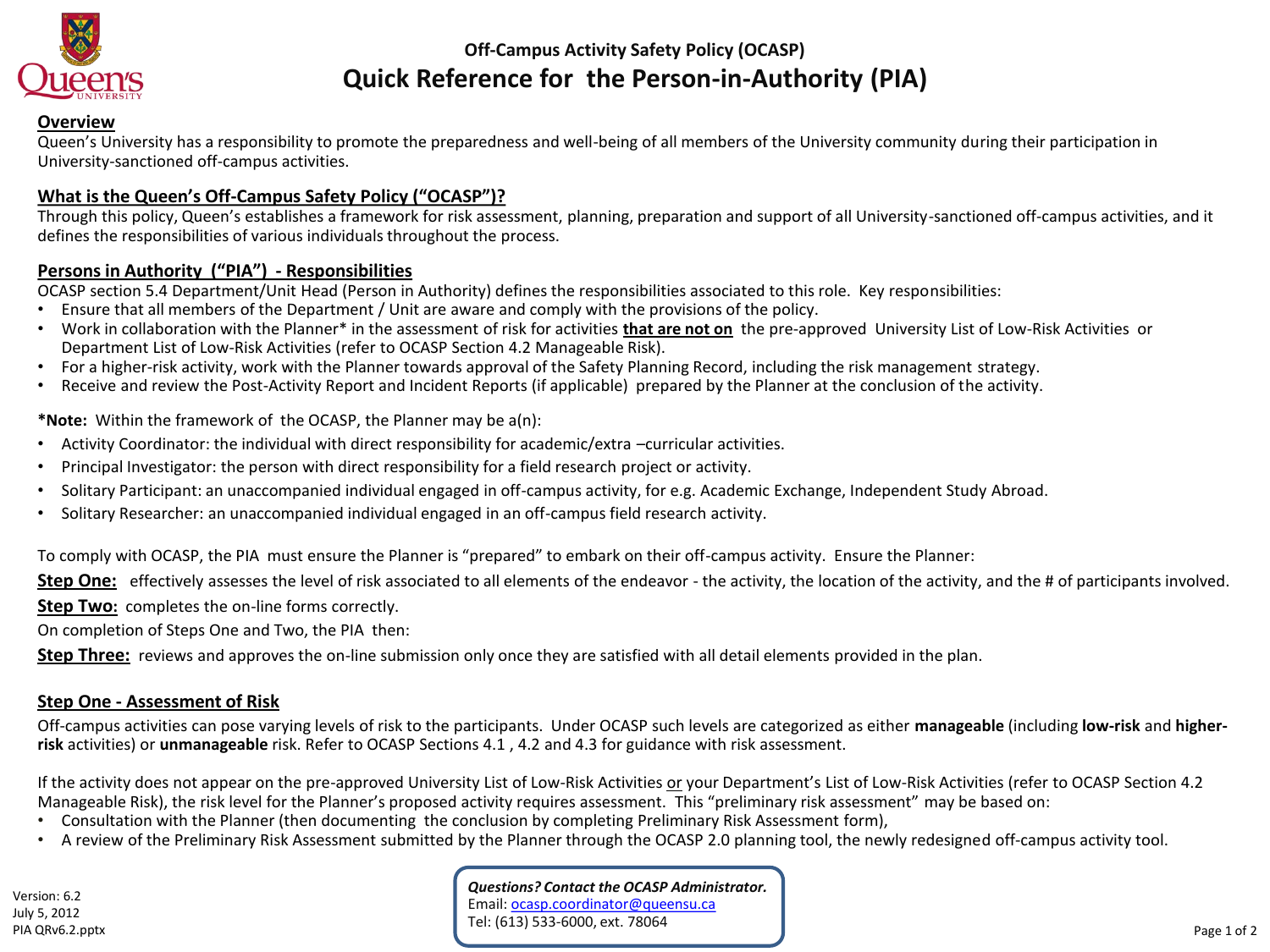### Off-Campus Activity Safety Policy (OCASP)

# Quick Reference for the Person-in-Authority (PIA)

## Overview

Queen's University has a responsibility to promote the preparedness and well-being of all members of the University community during their participation in University-sanctioned off-campus activities.

## What is the Queen's Off-Campus Safety Policy ("OCASP")?

Through this policy, Queen's establishes a framework for risk assessment, planning, preparation and support of all University-sanctioned off-campus activities, and it defines the responsibilities of various individuals throughout the process.

## Persons in Authority ("PIA") - Responsibilities

OCASP section 5.4 Department/Unit Head (Person in Authority) defines the responsibilities associated to this role. Key responsibilities:

- Ensure that all members of the Department / Unit are aware and comply with the provisions of the policy.
- Work in collaboration with the Planner* in the assessment of risk for activities **that are not on** the pre-approved University List of Low-Risk Activities or Department List of Low-Risk Activities (refer to OCASP Section 4.2 Manageable Risk).
- For a higher-risk activity, work with the Planner towards approval of the Safety Planning Record, including the risk management strategy.
- Receive and review the Post-Activity Report and Incident Reports (if applicable) prepared by the Planner at the conclusion of the activity.

***Note:** Within the framework of the OCASP, the Planner may be a(n):

- Activity Coordinator: the individual with direct responsibility for academic/extra –curricular activities.
- Principal Investigator: the person with direct responsibility for a field research project or activity.
- Solitary Participant: an unaccompanied individual engaged in off-campus activity, for e.g. Academic Exchange, Independent Study Abroad.
- Solitary Researcher: an unaccompanied individual engaged in an off-campus field research activity.

To comply with OCASP, the PIA must ensure the Planner is "prepared" to embark on their off-campus activity. Ensure the Planner:

**Step One:** effectively assesses the level of risk associated to all elements of the endeavor - the activity, the location of the activity, and the # of participants involved.

**Step Two:** completes the on-line forms correctly.

On completion of Steps One and Two, the PIA then:

**Step Three:** reviews and approves the on-line submission only once they are satisfied with all detail elements provided in the plan.

## Step One - Assessment of Risk

Off-campus activities can pose varying levels of risk to the participants. Under OCASP such levels are categorized as either **manageable** (including **low-risk** and **higher-risk** activities) or **unmanageable** risk. Refer to OCASP Sections 4.1 , 4.2 and 4.3 for guidance with risk assessment.

If the activity does not appear on the pre-approved University List of Low-Risk Activities or your Department's List of Low-Risk Activities (refer to OCASP Section 4.2 Manageable Risk), the risk level for the Planner's proposed activity requires assessment. This "preliminary risk assessment" may be based on:

- Consultation with the Planner (then documenting the conclusion by completing Preliminary Risk Assessment form),
- A review of the Preliminary Risk Assessment submitted by the Planner through the OCASP 2.0 planning tool, the newly redesigned off-campus activity tool.

***Questions? Contact the OCASP Administrator.***
Email: ocasp.coordinator@queensu.ca
Tel: (613) 533-6000, ext. 78064

Version: 6.2
July 5, 2012
PIA QRv6.2.pptx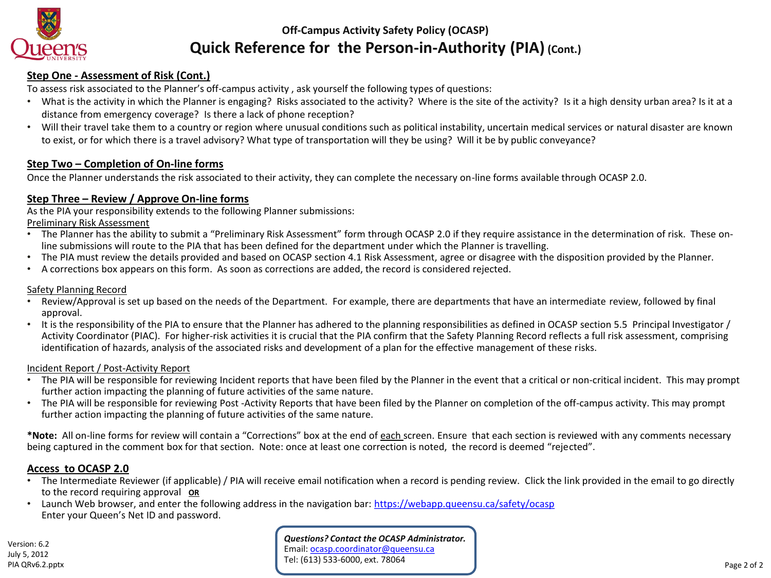## Off-Campus Activity Safety Policy (OCASP)

# Quick Reference for the Person-in-Authority (PIA) (Cont.)

### Step One - Assessment of Risk (Cont.)

To assess risk associated to the Planner's off-campus activity , ask yourself the following types of questions:

- What is the activity in which the Planner is engaging? Risks associated to the activity? Where is the site of the activity? Is it a high density urban area? Is it at a distance from emergency coverage? Is there a lack of phone reception?
- Will their travel take them to a country or region where unusual conditions such as political instability, uncertain medical services or natural disaster are known to exist, or for which there is a travel advisory? What type of transportation will they be using? Will it be by public conveyance?

### Step Two – Completion of On-line forms

Once the Planner understands the risk associated to their activity, they can complete the necessary on-line forms available through OCASP 2.0.

### Step Three – Review / Approve On-line forms

As the PIA your responsibility extends to the following Planner submissions:

Preliminary Risk Assessment

- The Planner has the ability to submit a "Preliminary Risk Assessment" form through OCASP 2.0 if they require assistance in the determination of risk. These on-line submissions will route to the PIA that has been defined for the department under which the Planner is travelling.
- The PIA must review the details provided and based on OCASP section 4.1 Risk Assessment, agree or disagree with the disposition provided by the Planner.
- A corrections box appears on this form. As soon as corrections are added, the record is considered rejected.

Safety Planning Record

- Review/Approval is set up based on the needs of the Department. For example, there are departments that have an intermediate review, followed by final approval.
- It is the responsibility of the PIA to ensure that the Planner has adhered to the planning responsibilities as defined in OCASP section 5.5 Principal Investigator / Activity Coordinator (PIAC). For higher-risk activities it is crucial that the PIA confirm that the Safety Planning Record reflects a full risk assessment, comprising identification of hazards, analysis of the associated risks and development of a plan for the effective management of these risks.

Incident Report / Post-Activity Report

- The PIA will be responsible for reviewing Incident reports that have been filed by the Planner in the event that a critical or non-critical incident. This may prompt further action impacting the planning of future activities of the same nature.
- The PIA will be responsible for reviewing Post -Activity Reports that have been filed by the Planner on completion of the off-campus activity. This may prompt further action impacting the planning of future activities of the same nature.

***Note:** All on-line forms for review will contain a "Corrections" box at the end of each screen. Ensure that each section is reviewed with any comments necessary being captured in the comment box for that section. Note: once at least one correction is noted, the record is deemed "rejected".

### Access to OCASP 2.0

- The Intermediate Reviewer (if applicable) / PIA will receive email notification when a record is pending review. Click the link provided in the email to go directly to the record requiring approval **OR**
- Launch Web browser, and enter the following address in the navigation bar: https://webapp.queensu.ca/safety/ocasp
  Enter your Queen's Net ID and password.

***Questions? Contact the OCASP Administrator.***
Email: ocasp.coordinator@queensu.ca
Tel: (613) 533-6000, ext. 78064

Version: 6.2
July 5, 2012
PIA QRv6.2.pptx